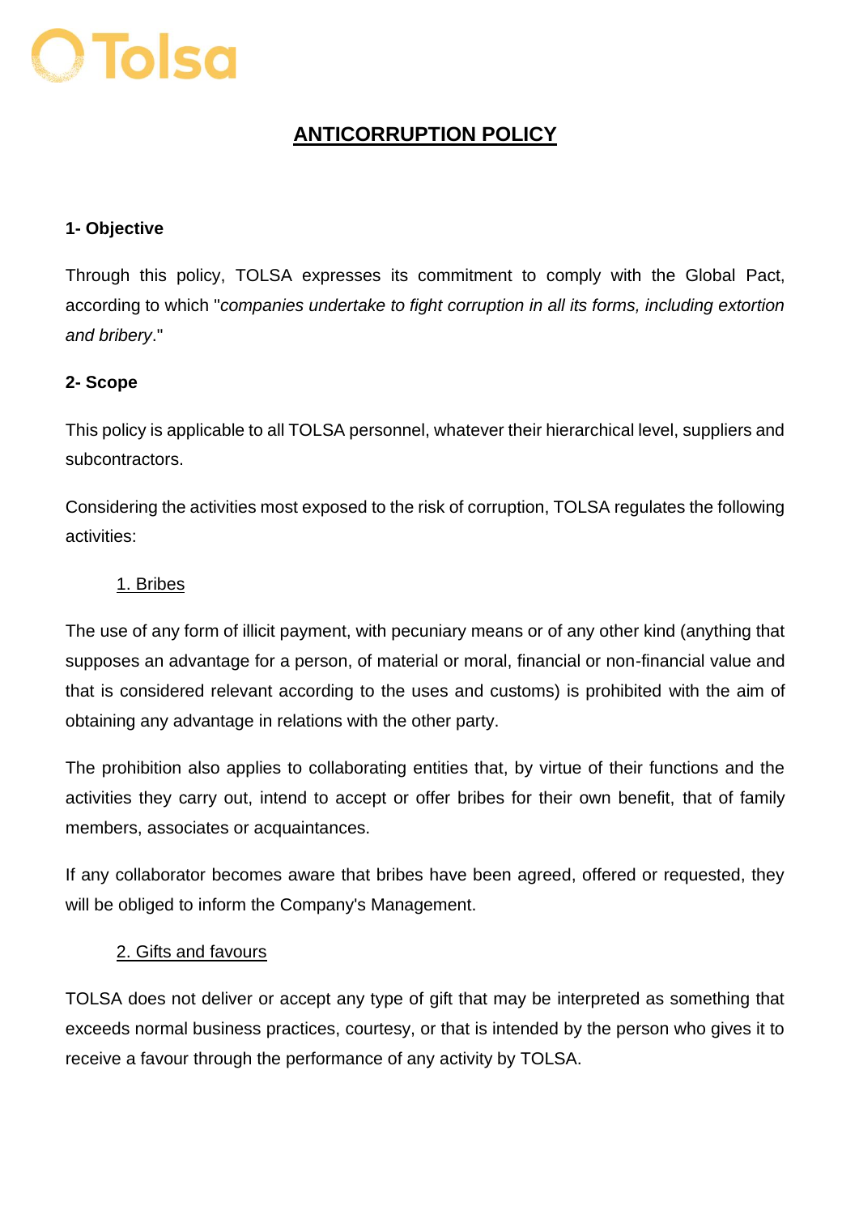# ANTICORRUPTION POLICY

## 1- Objective

Through this policy, TOLSA expresses its commitment to comply with the Global Pact, according to which "*companies undertake to fight corruption in all its forms, including extortion and bribery*."

## 2- Scope

This policy is applicable to all TOLSA personnel, whatever their hierarchical level, suppliers and subcontractors.

Considering the activities most exposed to the risk of corruption, TOLSA regulates the following activities:

### 1. Bribes

The use of any form of illicit payment, with pecuniary means or of any other kind (anything that supposes an advantage for a person, of material or moral, financial or non-financial value and that is considered relevant according to the uses and customs) is prohibited with the aim of obtaining any advantage in relations with the other party.

The prohibition also applies to collaborating entities that, by virtue of their functions and the activities they carry out, intend to accept or offer bribes for their own benefit, that of family members, associates or acquaintances.

If any collaborator becomes aware that bribes have been agreed, offered or requested, they will be obliged to inform the Company's Management.

### 2. Gifts and favours

TOLSA does not deliver or accept any type of gift that may be interpreted as something that exceeds normal business practices, courtesy, or that is intended by the person who gives it to receive a favour through the performance of any activity by TOLSA.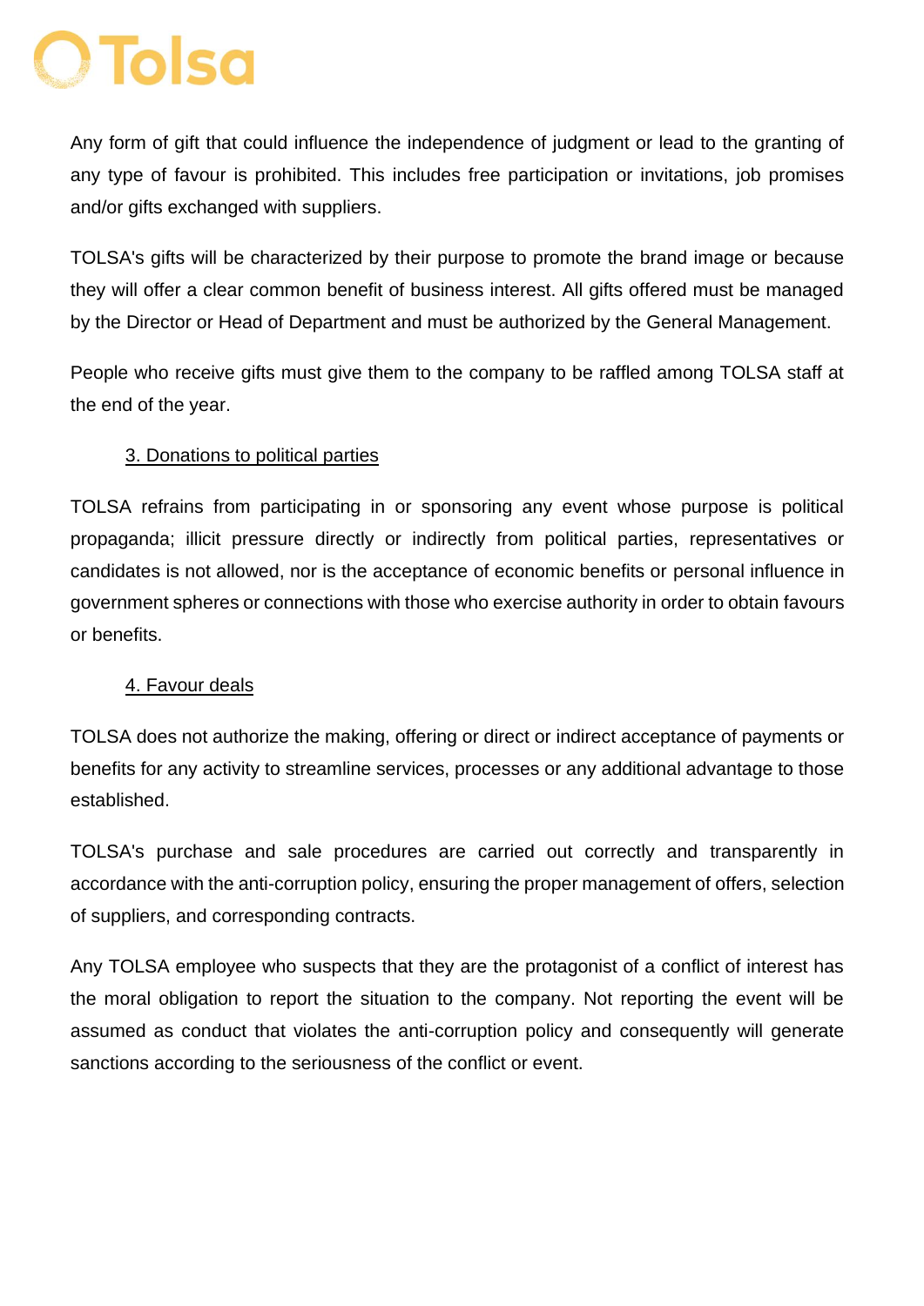Any form of gift that could influence the independence of judgment or lead to the granting of any type of favour is prohibited. This includes free participation or invitations, job promises and/or gifts exchanged with suppliers.

TOLSA's gifts will be characterized by their purpose to promote the brand image or because they will offer a clear common benefit of business interest. All gifts offered must be managed by the Director or Head of Department and must be authorized by the General Management.

People who receive gifts must give them to the company to be raffled among TOLSA staff at the end of the year.

## 3. Donations to political parties

TOLSA refrains from participating in or sponsoring any event whose purpose is political propaganda; illicit pressure directly or indirectly from political parties, representatives or candidates is not allowed, nor is the acceptance of economic benefits or personal influence in government spheres or connections with those who exercise authority in order to obtain favours or benefits.

## 4. Favour deals

TOLSA does not authorize the making, offering or direct or indirect acceptance of payments or benefits for any activity to streamline services, processes or any additional advantage to those established.

TOLSA's purchase and sale procedures are carried out correctly and transparently in accordance with the anti-corruption policy, ensuring the proper management of offers, selection of suppliers, and corresponding contracts.

Any TOLSA employee who suspects that they are the protagonist of a conflict of interest has the moral obligation to report the situation to the company. Not reporting the event will be assumed as conduct that violates the anti-corruption policy and consequently will generate sanctions according to the seriousness of the conflict or event.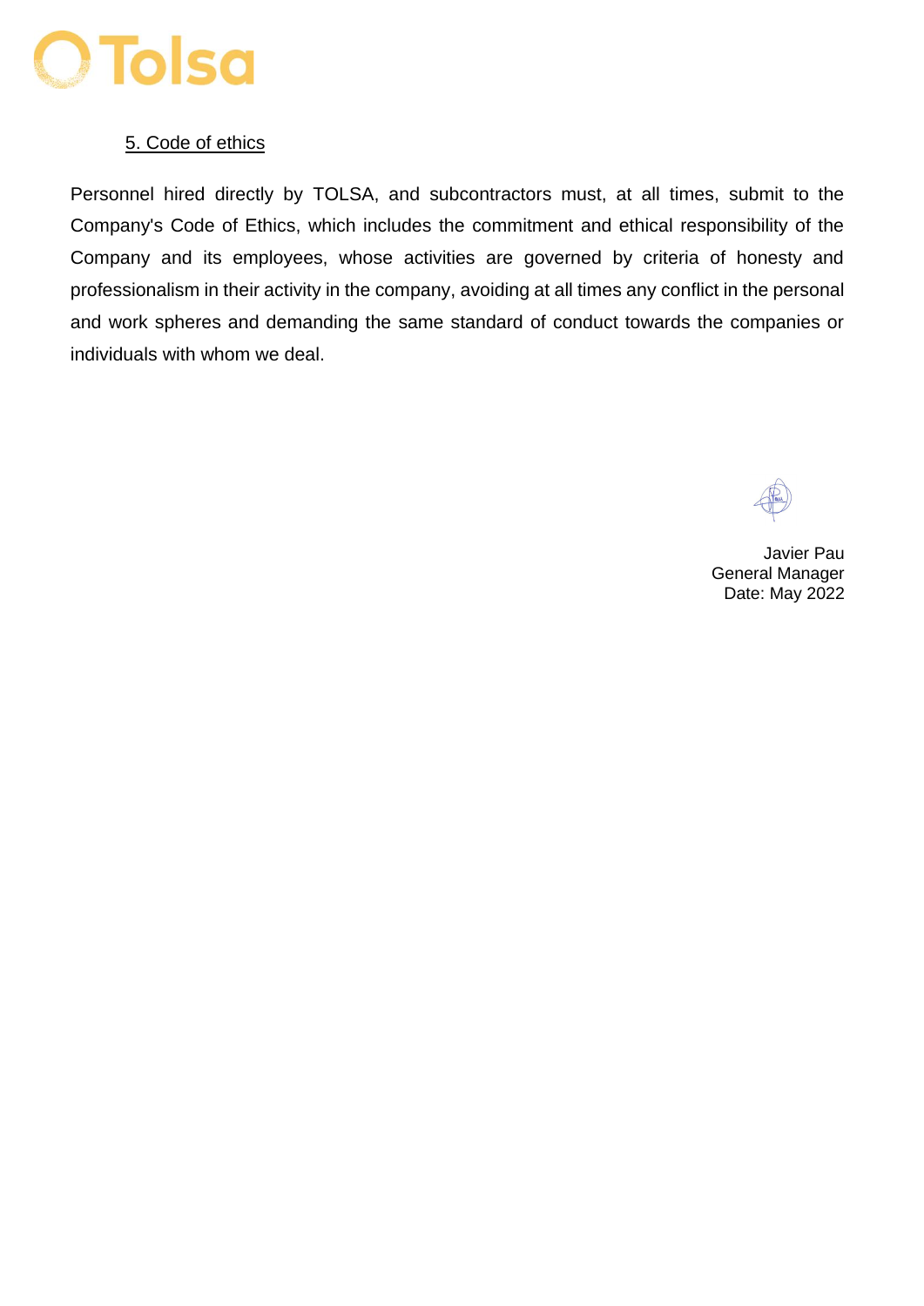## 5. Code of ethics

Personnel hired directly by TOLSA, and subcontractors must, at all times, submit to the Company's Code of Ethics, which includes the commitment and ethical responsibility of the Company and its employees, whose activities are governed by criteria of honesty and professionalism in their activity in the company, avoiding at all times any conflict in the personal and work spheres and demanding the same standard of conduct towards the companies or individuals with whom we deal.

Javier Pau
General Manager
Date: May 2022